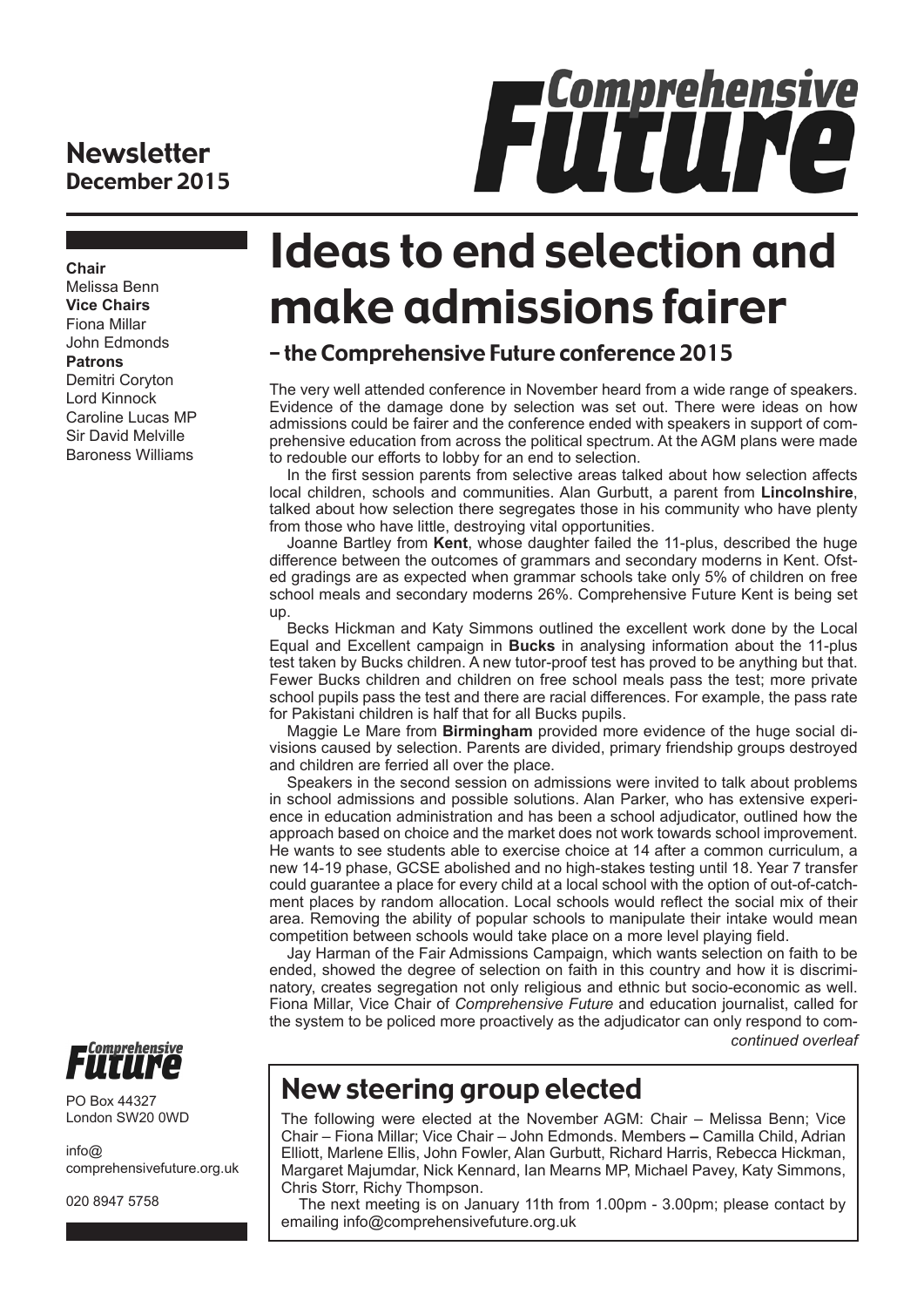# Comprehensive Future

**Newsletter**
**December 2015**

**Chair**
Melissa Benn
**Vice Chairs**
Fiona Millar
John Edmonds
**Patrons**
Demitri Coryton
Lord Kinnock
Caroline Lucas MP
Sir David Melville
Baroness Williams

## Ideas to end selection and make admissions fairer

### – the Comprehensive Future conference 2015

The very well attended conference in November heard from a wide range of speakers. Evidence of the damage done by selection was set out. There were ideas on how admissions could be fairer and the conference ended with speakers in support of comprehensive education from across the political spectrum. At the AGM plans were made to redouble our efforts to lobby for an end to selection.

In the first session parents from selective areas talked about how selection affects local children, schools and communities. Alan Gurbutt, a parent from **Lincolnshire**, talked about how selection there segregates those in his community who have plenty from those who have little, destroying vital opportunities.

Joanne Bartley from **Kent**, whose daughter failed the 11-plus, described the huge difference between the outcomes of grammars and secondary moderns in Kent. Ofsted gradings are as expected when grammar schools take only 5% of children on free school meals and secondary moderns 26%. Comprehensive Future Kent is being set up.

Becks Hickman and Katy Simmons outlined the excellent work done by the Local Equal and Excellent campaign in **Bucks** in analysing information about the 11-plus test taken by Bucks children. A new tutor-proof test has proved to be anything but that. Fewer Bucks children and children on free school meals pass the test; more private school pupils pass the test and there are racial differences. For example, the pass rate for Pakistani children is half that for all Bucks pupils.

Maggie Le Mare from **Birmingham** provided more evidence of the huge social divisions caused by selection. Parents are divided, primary friendship groups destroyed and children are ferried all over the place.

Speakers in the second session on admissions were invited to talk about problems in school admissions and possible solutions. Alan Parker, who has extensive experience in education administration and has been a school adjudicator, outlined how the approach based on choice and the market does not work towards school improvement. He wants to see students able to exercise choice at 14 after a common curriculum, a new 14-19 phase, GCSE abolished and no high-stakes testing until 18. Year 7 transfer could guarantee a place for every child at a local school with the option of out-of-catchment places by random allocation. Local schools would reflect the social mix of their area. Removing the ability of popular schools to manipulate their intake would mean competition between schools would take place on a more level playing field.

Jay Harman of the Fair Admissions Campaign, which wants selection on faith to be ended, showed the degree of selection on faith in this country and how it is discriminatory, creates segregation not only religious and ethnic but socio-economic as well. Fiona Millar, Vice Chair of *Comprehensive Future* and education journalist, called for the system to be policed more proactively as the adjudicator can only respond to com-

*continued overleaf*

## New steering group elected

The following were elected at the November AGM: Chair – Melissa Benn; Vice Chair – Fiona Millar; Vice Chair – John Edmonds. Members – Camilla Child, Adrian Elliott, Marlene Ellis, John Fowler, Alan Gurbutt, Richard Harris, Rebecca Hickman, Margaret Majumdar, Nick Kennard, Ian Mearns MP, Michael Pavey, Katy Simmons, Chris Storr, Richy Thompson.

The next meeting is on January 11th from 1.00pm - 3.00pm; please contact by emailing info@comprehensivefuture.org.uk

Comprehensive Future
PO Box 44327
London SW20 0WD

info@
comprehensivefuture.org.uk

020 8947 5758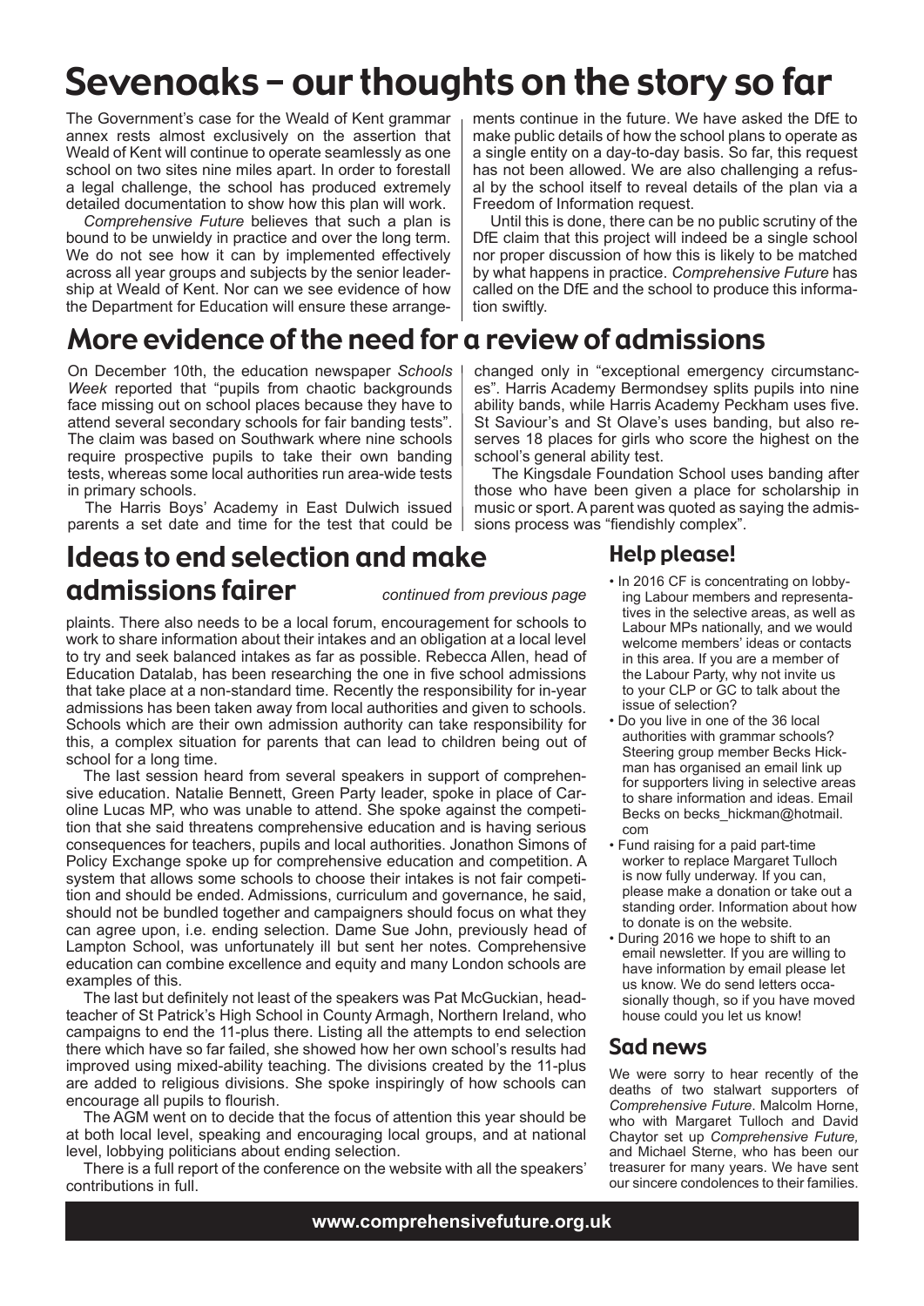# Sevenoaks – our thoughts on the story so far

The Government's case for the Weald of Kent grammar annex rests almost exclusively on the assertion that Weald of Kent will continue to operate seamlessly as one school on two sites nine miles apart. In order to forestall a legal challenge, the school has produced extremely detailed documentation to show how this plan will work.

*Comprehensive Future* believes that such a plan is bound to be unwieldy in practice and over the long term. We do not see how it can by implemented effectively across all year groups and subjects by the senior leadership at Weald of Kent. Nor can we see evidence of how the Department for Education will ensure these arrangements continue in the future. We have asked the DfE to make public details of how the school plans to operate as a single entity on a day-to-day basis. So far, this request has not been allowed. We are also challenging a refusal by the school itself to reveal details of the plan via a Freedom of Information request.

Until this is done, there can be no public scrutiny of the DfE claim that this project will indeed be a single school nor proper discussion of how this is likely to be matched by what happens in practice. *Comprehensive Future* has called on the DfE and the school to produce this information swiftly.

# More evidence of the need for a review of admissions

On December 10th, the education newspaper *Schools Week* reported that "pupils from chaotic backgrounds face missing out on school places because they have to attend several secondary schools for fair banding tests". The claim was based on Southwark where nine schools require prospective pupils to take their own banding tests, whereas some local authorities run area-wide tests in primary schools.

The Harris Boys' Academy in East Dulwich issued parents a set date and time for the test that could be changed only in "exceptional emergency circumstances". Harris Academy Bermondsey splits pupils into nine ability bands, while Harris Academy Peckham uses five. St Saviour's and St Olave's uses banding, but also reserves 18 places for girls who score the highest on the school's general ability test.

The Kingsdale Foundation School uses banding after those who have been given a place for scholarship in music or sport. A parent was quoted as saying the admissions process was "fiendishly complex".

# Ideas to end selection and make admissions fairer

*continued from previous page*

plaints. There also needs to be a local forum, encouragement for schools to work to share information about their intakes and an obligation at a local level to try and seek balanced intakes as far as possible. Rebecca Allen, head of Education Datalab, has been researching the one in five school admissions that take place at a non-standard time. Recently the responsibility for in-year admissions has been taken away from local authorities and given to schools. Schools which are their own admission authority can take responsibility for this, a complex situation for parents that can lead to children being out of school for a long time.

The last session heard from several speakers in support of comprehensive education. Natalie Bennett, Green Party leader, spoke in place of Caroline Lucas MP, who was unable to attend. She spoke against the competition that she said threatens comprehensive education and is having serious consequences for teachers, pupils and local authorities. Jonathon Simons of Policy Exchange spoke up for comprehensive education and competition. A system that allows some schools to choose their intakes is not fair competition and should be ended. Admissions, curriculum and governance, he said, should not be bundled together and campaigners should focus on what they can agree upon, i.e. ending selection. Dame Sue John, previously head of Lampton School, was unfortunately ill but sent her notes. Comprehensive education can combine excellence and equity and many London schools are examples of this.

The last but definitely not least of the speakers was Pat McGuckian, headteacher of St Patrick's High School in County Armagh, Northern Ireland, who campaigns to end the 11-plus there. Listing all the attempts to end selection there which have so far failed, she showed how her own school's results had improved using mixed-ability teaching. The divisions created by the 11-plus are added to religious divisions. She spoke inspiringly of how schools can encourage all pupils to flourish.

The AGM went on to decide that the focus of attention this year should be at both local level, speaking and encouraging local groups, and at national level, lobbying politicians about ending selection.

There is a full report of the conference on the website with all the speakers' contributions in full.

## Help please!

- In 2016 CF is concentrating on lobbying Labour members and representatives in the selective areas, as well as Labour MPs nationally, and we would welcome members' ideas or contacts in this area. If you are a member of the Labour Party, why not invite us to your CLP or GC to talk about the issue of selection?
- Do you live in one of the 36 local authorities with grammar schools? Steering group member Becks Hickman has organised an email link up for supporters living in selective areas to share information and ideas. Email Becks on becks_hickman@hotmail.com
- Fund raising for a paid part-time worker to replace Margaret Tulloch is now fully underway. If you can, please make a donation or take out a standing order. Information about how to donate is on the website.
- During 2016 we hope to shift to an email newsletter. If you are willing to have information by email please let us know. We do send letters occasionally though, so if you have moved house could you let us know!

## Sad news

We were sorry to hear recently of the deaths of two stalwart supporters of *Comprehensive Future*. Malcolm Horne, who with Margaret Tulloch and David Chaytor set up *Comprehensive Future,* and Michael Sterne, who has been our treasurer for many years. We have sent our sincere condolences to their families.

**www.comprehensivefuture.org.uk**